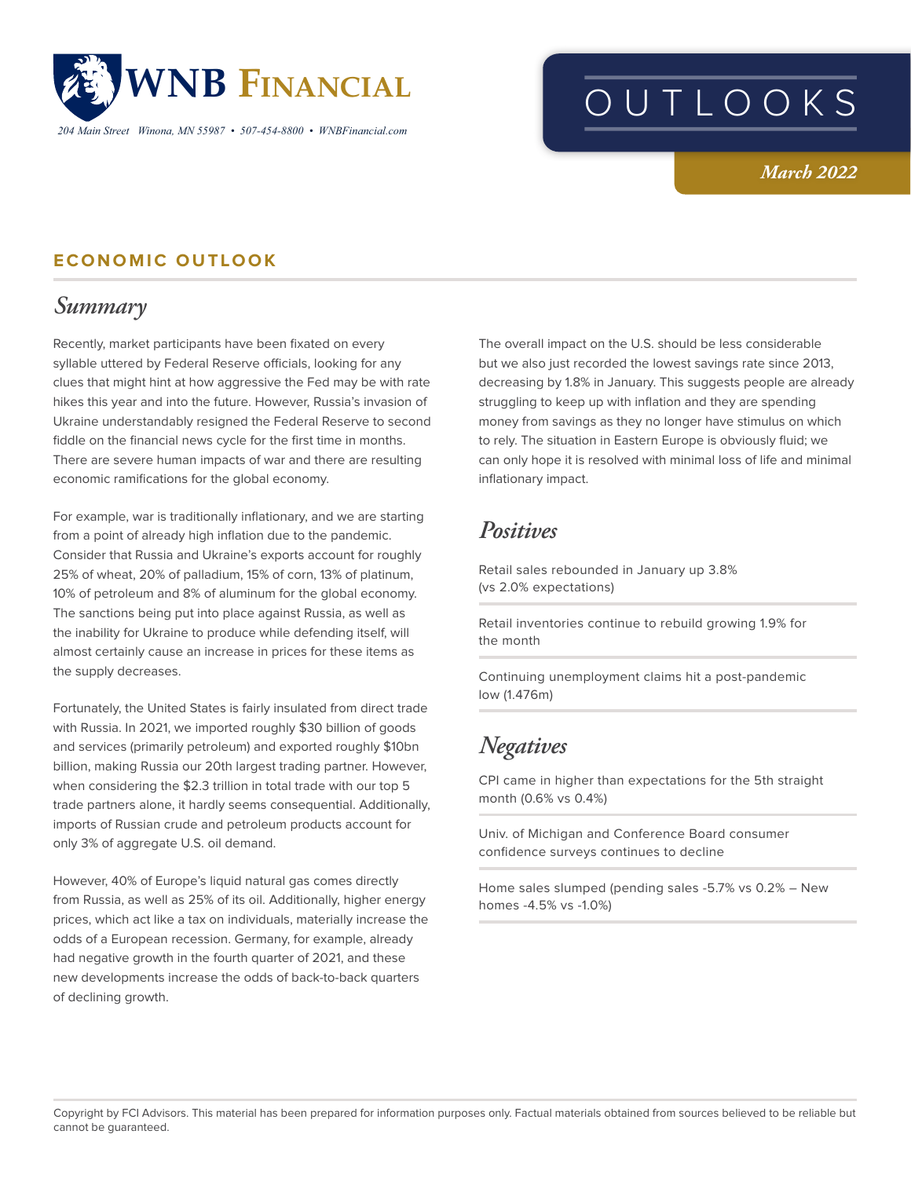# WNB Financial

*204 Main Street Winona, MN 55987 • 507-454-8800 • WNBFinancial.com*

# OUTLOOKS

*March 2022*

## ECONOMIC OUTLOOK

### *Summary*

Recently, market participants have been fixated on every syllable uttered by Federal Reserve officials, looking for any clues that might hint at how aggressive the Fed may be with rate hikes this year and into the future. However, Russia's invasion of Ukraine understandably resigned the Federal Reserve to second fiddle on the financial news cycle for the first time in months. There are severe human impacts of war and there are resulting economic ramifications for the global economy.

For example, war is traditionally inflationary, and we are starting from a point of already high inflation due to the pandemic. Consider that Russia and Ukraine's exports account for roughly 25% of wheat, 20% of palladium, 15% of corn, 13% of platinum, 10% of petroleum and 8% of aluminum for the global economy. The sanctions being put into place against Russia, as well as the inability for Ukraine to produce while defending itself, will almost certainly cause an increase in prices for these items as the supply decreases.

Fortunately, the United States is fairly insulated from direct trade with Russia. In 2021, we imported roughly $30 billion of goods and services (primarily petroleum) and exported roughly $10bn billion, making Russia our 20th largest trading partner. However, when considering the $2.3 trillion in total trade with our top 5 trade partners alone, it hardly seems consequential. Additionally, imports of Russian crude and petroleum products account for only 3% of aggregate U.S. oil demand.

However, 40% of Europe's liquid natural gas comes directly from Russia, as well as 25% of its oil. Additionally, higher energy prices, which act like a tax on individuals, materially increase the odds of a European recession. Germany, for example, already had negative growth in the fourth quarter of 2021, and these new developments increase the odds of back-to-back quarters of declining growth.

The overall impact on the U.S. should be less considerable but we also just recorded the lowest savings rate since 2013, decreasing by 1.8% in January. This suggests people are already struggling to keep up with inflation and they are spending money from savings as they no longer have stimulus on which to rely. The situation in Eastern Europe is obviously fluid; we can only hope it is resolved with minimal loss of life and minimal inflationary impact.

### *Positives*

- Retail sales rebounded in January up 3.8% (vs 2.0% expectations)
- Retail inventories continue to rebuild growing 1.9% for the month
- Continuing unemployment claims hit a post-pandemic low (1.476m)

### *Negatives*

- CPI came in higher than expectations for the 5th straight month (0.6% vs 0.4%)
- Univ. of Michigan and Conference Board consumer confidence surveys continues to decline
- Home sales slumped (pending sales -5.7% vs 0.2% – New homes -4.5% vs -1.0%)

Copyright by FCI Advisors. This material has been prepared for information purposes only. Factual materials obtained from sources believed to be reliable but cannot be guaranteed.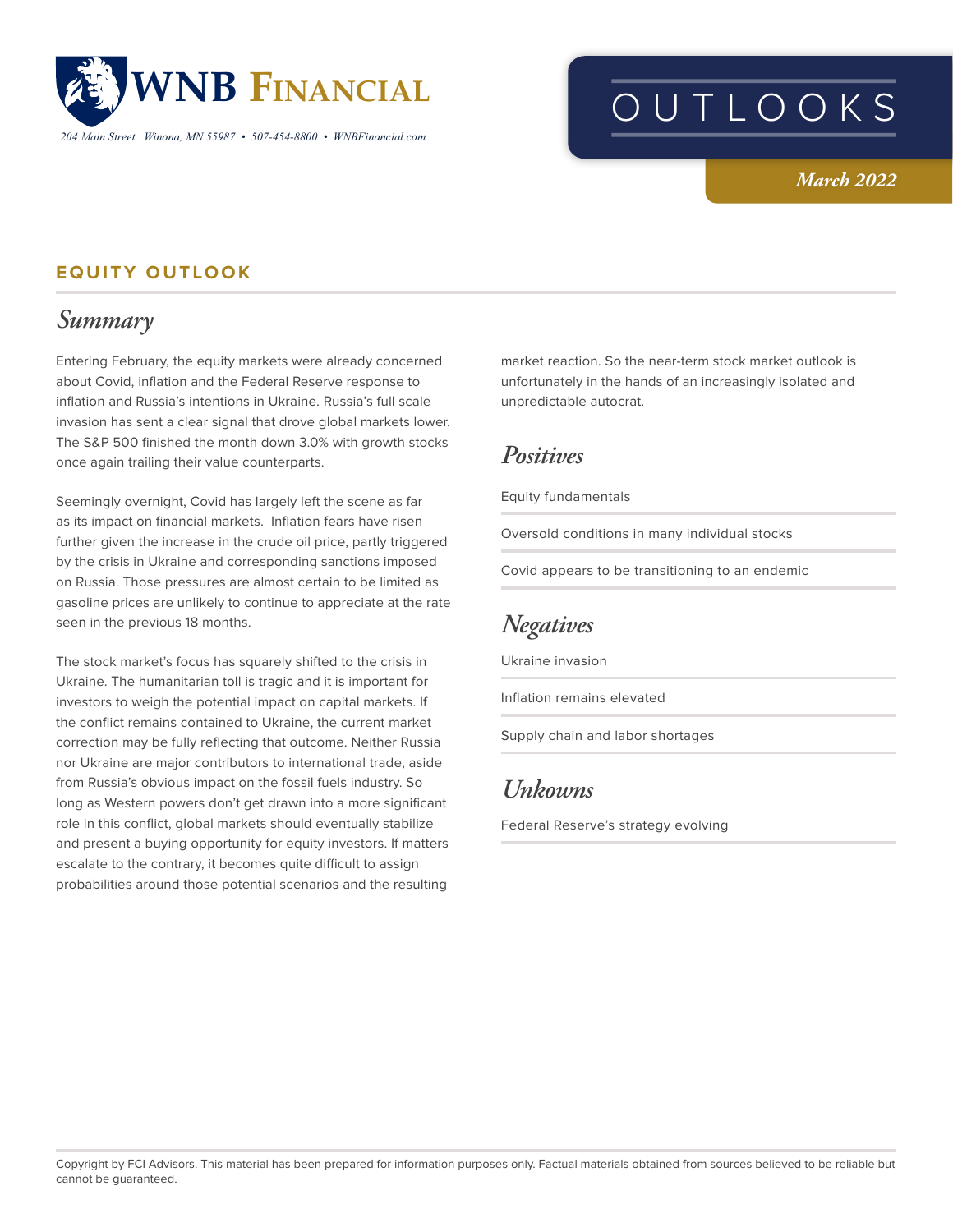# OUTLOOKS

*March 2022*

## EQUITY OUTLOOK

### *Summary*

Entering February, the equity markets were already concerned about Covid, inflation and the Federal Reserve response to inflation and Russia's intentions in Ukraine. Russia's full scale invasion has sent a clear signal that drove global markets lower. The S&P 500 finished the month down 3.0% with growth stocks once again trailing their value counterparts.

Seemingly overnight, Covid has largely left the scene as far as its impact on financial markets. Inflation fears have risen further given the increase in the crude oil price, partly triggered by the crisis in Ukraine and corresponding sanctions imposed on Russia. Those pressures are almost certain to be limited as gasoline prices are unlikely to continue to appreciate at the rate seen in the previous 18 months.

The stock market's focus has squarely shifted to the crisis in Ukraine. The humanitarian toll is tragic and it is important for investors to weigh the potential impact on capital markets. If the conflict remains contained to Ukraine, the current market correction may be fully reflecting that outcome. Neither Russia nor Ukraine are major contributors to international trade, aside from Russia's obvious impact on the fossil fuels industry. So long as Western powers don't get drawn into a more significant role in this conflict, global markets should eventually stabilize and present a buying opportunity for equity investors. If matters escalate to the contrary, it becomes quite difficult to assign probabilities around those potential scenarios and the resulting market reaction. So the near-term stock market outlook is unfortunately in the hands of an increasingly isolated and unpredictable autocrat.

### *Positives*

- Equity fundamentals
- Oversold conditions in many individual stocks
- Covid appears to be transitioning to an endemic

### *Negatives*

- Ukraine invasion
- Inflation remains elevated
- Supply chain and labor shortages

### *Unkowns*

- Federal Reserve's strategy evolving

Copyright by FCI Advisors. This material has been prepared for information purposes only. Factual materials obtained from sources believed to be reliable but cannot be guaranteed.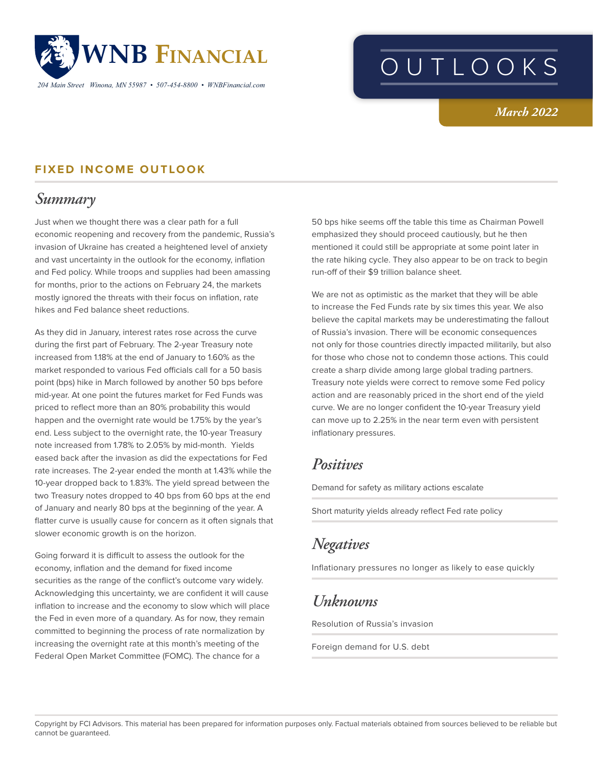# FIXED INCOME OUTLOOK

## Summary

Just when we thought there was a clear path for a full economic reopening and recovery from the pandemic, Russia's invasion of Ukraine has created a heightened level of anxiety and vast uncertainty in the outlook for the economy, inflation and Fed policy. While troops and supplies had been amassing for months, prior to the actions on February 24, the markets mostly ignored the threats with their focus on inflation, rate hikes and Fed balance sheet reductions.

As they did in January, interest rates rose across the curve during the first part of February. The 2-year Treasury note increased from 1.18% at the end of January to 1.60% as the market responded to various Fed officials call for a 50 basis point (bps) hike in March followed by another 50 bps before mid-year. At one point the futures market for Fed Funds was priced to reflect more than an 80% probability this would happen and the overnight rate would be 1.75% by the year's end. Less subject to the overnight rate, the 10-year Treasury note increased from 1.78% to 2.05% by mid-month. Yields eased back after the invasion as did the expectations for Fed rate increases. The 2-year ended the month at 1.43% while the 10-year dropped back to 1.83%. The yield spread between the two Treasury notes dropped to 40 bps from 60 bps at the end of January and nearly 80 bps at the beginning of the year. A flatter curve is usually cause for concern as it often signals that slower economic growth is on the horizon.

Going forward it is difficult to assess the outlook for the economy, inflation and the demand for fixed income securities as the range of the conflict's outcome vary widely. Acknowledging this uncertainty, we are confident it will cause inflation to increase and the economy to slow which will place the Fed in even more of a quandary. As for now, they remain committed to beginning the process of rate normalization by increasing the overnight rate at this month's meeting of the Federal Open Market Committee (FOMC). The chance for a 50 bps hike seems off the table this time as Chairman Powell emphasized they should proceed cautiously, but he then mentioned it could still be appropriate at some point later in the rate hiking cycle. They also appear to be on track to begin run-off of their $9 trillion balance sheet.

We are not as optimistic as the market that they will be able to increase the Fed Funds rate by six times this year. We also believe the capital markets may be underestimating the fallout of Russia's invasion. There will be economic consequences not only for those countries directly impacted militarily, but also for those who chose not to condemn those actions. This could create a sharp divide among large global trading partners. Treasury note yields were correct to remove some Fed policy action and are reasonably priced in the short end of the yield curve. We are no longer confident the 10-year Treasury yield can move up to 2.25% in the near term even with persistent inflationary pressures.

## Positives

Demand for safety as military actions escalate

Short maturity yields already reflect Fed rate policy

## Negatives

Inflationary pressures no longer as likely to ease quickly

## Unknowns

Resolution of Russia's invasion

Foreign demand for U.S. debt

Copyright by FCI Advisors. This material has been prepared for information purposes only. Factual materials obtained from sources believed to be reliable but cannot be guaranteed.